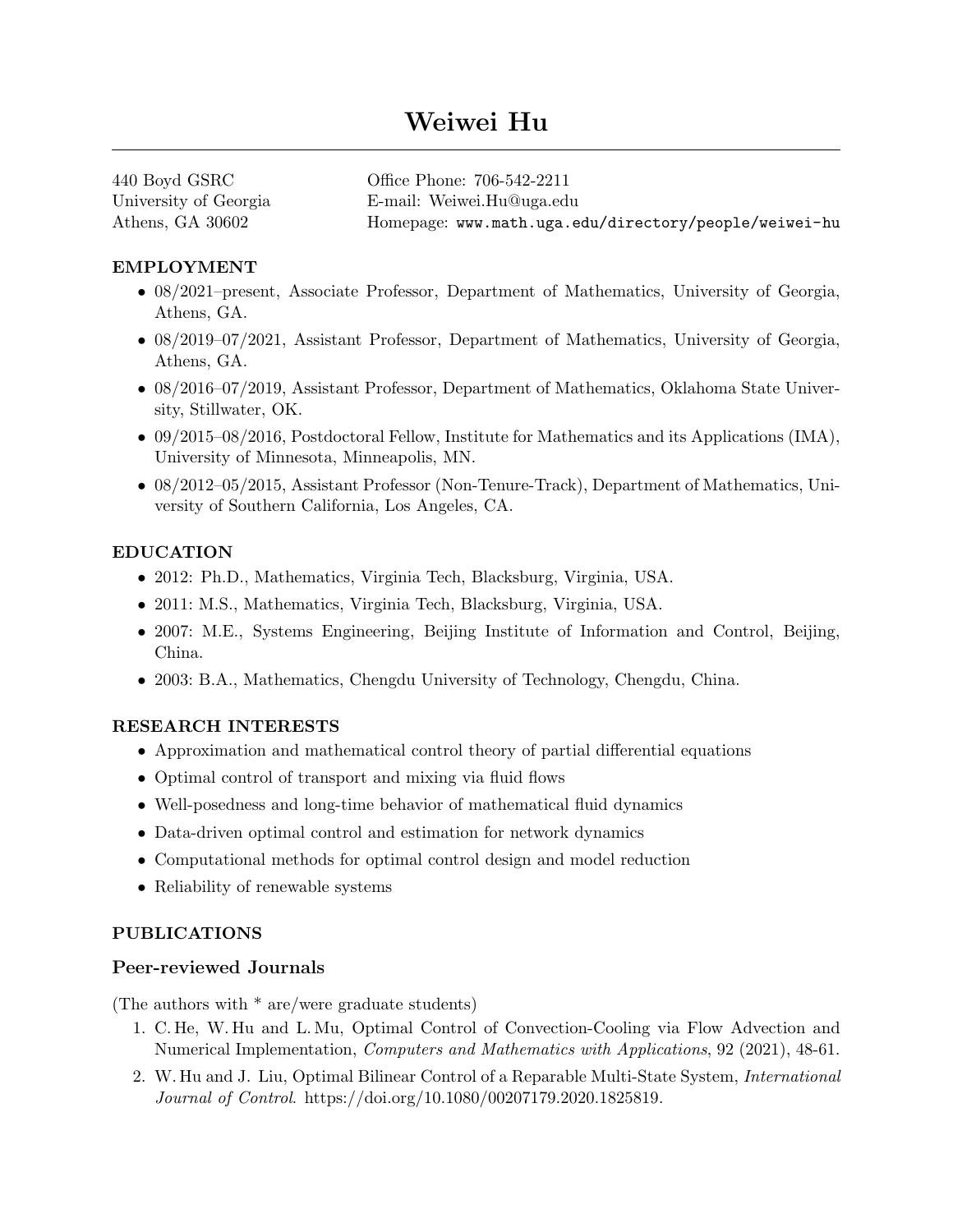# Weiwei Hu

440 Boyd GSRC
University of Georgia
Athens, GA 30602

Office Phone: 706-542-2211
E-mail: Weiwei.Hu@uga.edu
Homepage: www.math.uga.edu/directory/people/weiwei-hu

## EMPLOYMENT

- 08/2021–present, Associate Professor, Department of Mathematics, University of Georgia, Athens, GA.
- 08/2019–07/2021, Assistant Professor, Department of Mathematics, University of Georgia, Athens, GA.
- 08/2016–07/2019, Assistant Professor, Department of Mathematics, Oklahoma State University, Stillwater, OK.
- 09/2015–08/2016, Postdoctoral Fellow, Institute for Mathematics and its Applications (IMA), University of Minnesota, Minneapolis, MN.
- 08/2012–05/2015, Assistant Professor (Non-Tenure-Track), Department of Mathematics, University of Southern California, Los Angeles, CA.

## EDUCATION

- 2012: Ph.D., Mathematics, Virginia Tech, Blacksburg, Virginia, USA.
- 2011: M.S., Mathematics, Virginia Tech, Blacksburg, Virginia, USA.
- 2007: M.E., Systems Engineering, Beijing Institute of Information and Control, Beijing, China.
- 2003: B.A., Mathematics, Chengdu University of Technology, Chengdu, China.

## RESEARCH INTERESTS

- Approximation and mathematical control theory of partial differential equations
- Optimal control of transport and mixing via fluid flows
- Well-posedness and long-time behavior of mathematical fluid dynamics
- Data-driven optimal control and estimation for network dynamics
- Computational methods for optimal control design and model reduction
- Reliability of renewable systems

## PUBLICATIONS

### Peer-reviewed Journals

(The authors with * are/were graduate students)

1. C. He, W. Hu and L. Mu, Optimal Control of Convection-Cooling via Flow Advection and Numerical Implementation, *Computers and Mathematics with Applications*, 92 (2021), 48-61.
2. W. Hu and J. Liu, Optimal Bilinear Control of a Reparable Multi-State System, *International Journal of Control*. https://doi.org/10.1080/00207179.2020.1825819.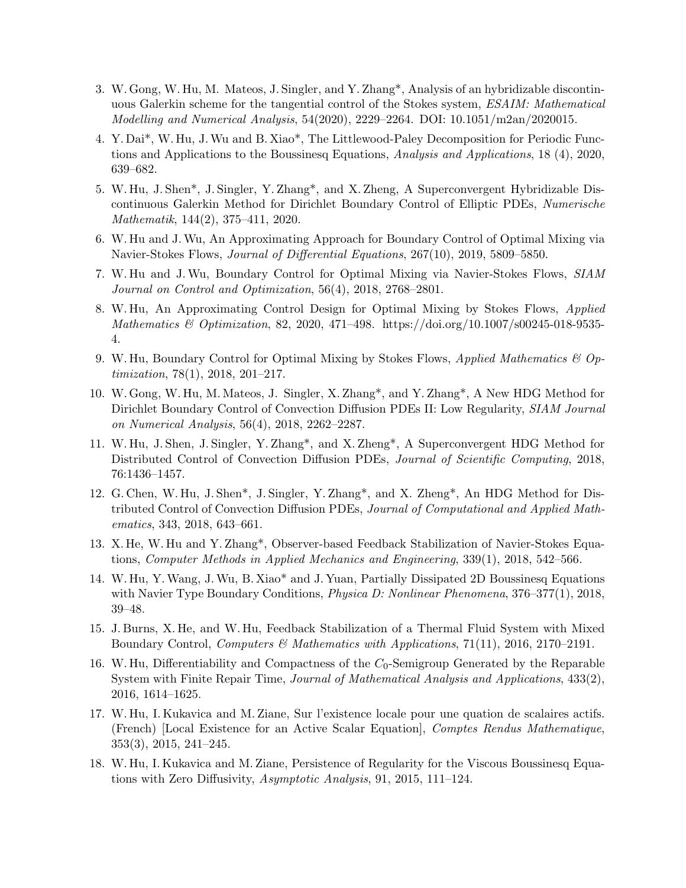3. W. Gong, W. Hu, M. Mateos, J. Singler, and Y. Zhang*, Analysis of an hybridizable discontinuous Galerkin scheme for the tangential control of the Stokes system, *ESAIM: Mathematical Modelling and Numerical Analysis*, 54(2020), 2229–2264. DOI: 10.1051/m2an/2020015.
4. Y. Dai*, W. Hu, J. Wu and B. Xiao*, The Littlewood-Paley Decomposition for Periodic Functions and Applications to the Boussinesq Equations, *Analysis and Applications*, 18 (4), 2020, 639–682.
5. W. Hu, J. Shen*, J. Singler, Y. Zhang*, and X. Zheng, A Superconvergent Hybridizable Discontinuous Galerkin Method for Dirichlet Boundary Control of Elliptic PDEs, *Numerische Mathematik*, 144(2), 375–411, 2020.
6. W. Hu and J. Wu, An Approximating Approach for Boundary Control of Optimal Mixing via Navier-Stokes Flows, *Journal of Differential Equations*, 267(10), 2019, 5809–5850.
7. W. Hu and J. Wu, Boundary Control for Optimal Mixing via Navier-Stokes Flows, *SIAM Journal on Control and Optimization*, 56(4), 2018, 2768–2801.
8. W. Hu, An Approximating Control Design for Optimal Mixing by Stokes Flows, *Applied Mathematics & Optimization*, 82, 2020, 471–498. https://doi.org/10.1007/s00245-018-9535-4.
9. W. Hu, Boundary Control for Optimal Mixing by Stokes Flows, *Applied Mathematics & Optimization*, 78(1), 2018, 201–217.
10. W. Gong, W. Hu, M. Mateos, J. Singler, X. Zhang*, and Y. Zhang*, A New HDG Method for Dirichlet Boundary Control of Convection Diffusion PDEs II: Low Regularity, *SIAM Journal on Numerical Analysis*, 56(4), 2018, 2262–2287.
11. W. Hu, J. Shen, J. Singler, Y. Zhang*, and X. Zheng*, A Superconvergent HDG Method for Distributed Control of Convection Diffusion PDEs, *Journal of Scientific Computing*, 2018, 76:1436–1457.
12. G. Chen, W. Hu, J. Shen*, J. Singler, Y. Zhang*, and X. Zheng*, An HDG Method for Distributed Control of Convection Diffusion PDEs, *Journal of Computational and Applied Mathematics*, 343, 2018, 643–661.
13. X. He, W. Hu and Y. Zhang*, Observer-based Feedback Stabilization of Navier-Stokes Equations, *Computer Methods in Applied Mechanics and Engineering*, 339(1), 2018, 542–566.
14. W. Hu, Y. Wang, J. Wu, B. Xiao* and J. Yuan, Partially Dissipated 2D Boussinesq Equations with Navier Type Boundary Conditions, *Physica D: Nonlinear Phenomena*, 376–377(1), 2018, 39–48.
15. J. Burns, X. He, and W. Hu, Feedback Stabilization of a Thermal Fluid System with Mixed Boundary Control, *Computers & Mathematics with Applications*, 71(11), 2016, 2170–2191.
16. W. Hu, Differentiability and Compactness of the $C_0$-Semigroup Generated by the Reparable System with Finite Repair Time, *Journal of Mathematical Analysis and Applications*, 433(2), 2016, 1614–1625.
17. W. Hu, I. Kukavica and M. Ziane, Sur l'existence locale pour une quation de scalaires actifs. (French) [Local Existence for an Active Scalar Equation], *Comptes Rendus Mathematique*, 353(3), 2015, 241–245.
18. W. Hu, I. Kukavica and M. Ziane, Persistence of Regularity for the Viscous Boussinesq Equations with Zero Diffusivity, *Asymptotic Analysis*, 91, 2015, 111–124.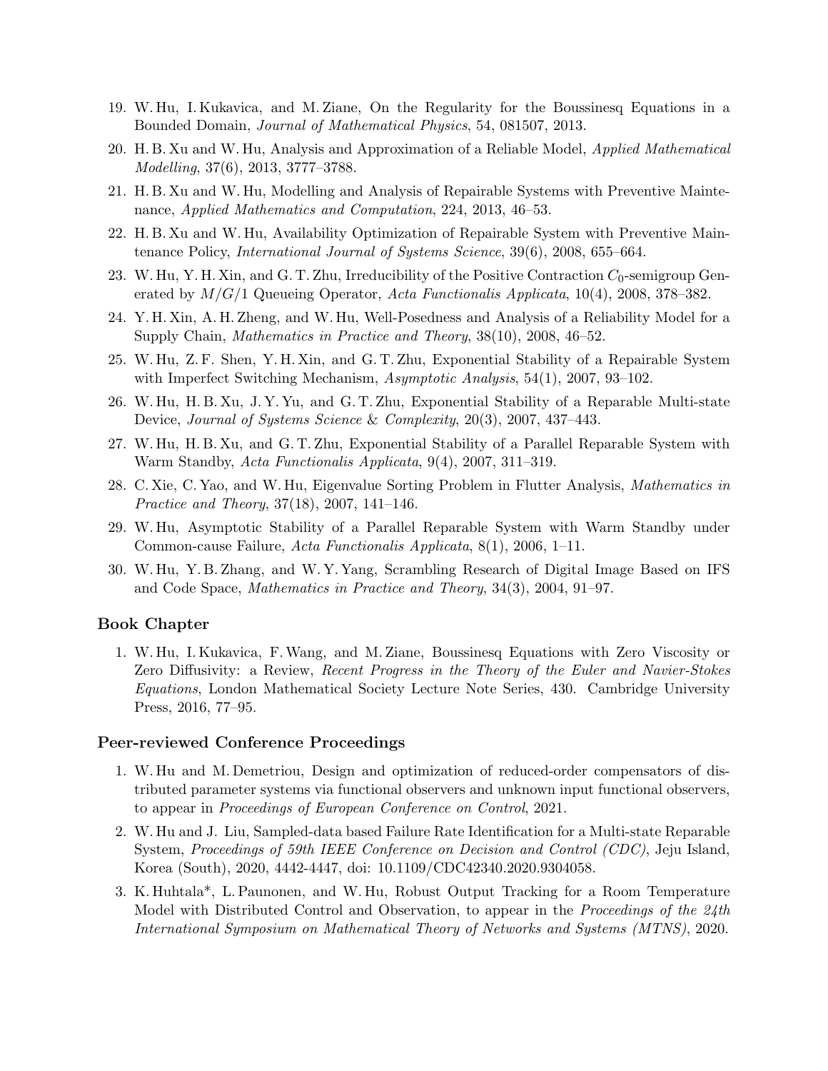19. W. Hu, I. Kukavica, and M. Ziane, On the Regularity for the Boussinesq Equations in a Bounded Domain, *Journal of Mathematical Physics*, 54, 081507, 2013.
20. H. B. Xu and W. Hu, Analysis and Approximation of a Reliable Model, *Applied Mathematical Modelling*, 37(6), 2013, 3777–3788.
21. H. B. Xu and W. Hu, Modelling and Analysis of Repairable Systems with Preventive Maintenance, *Applied Mathematics and Computation*, 224, 2013, 46–53.
22. H. B. Xu and W. Hu, Availability Optimization of Repairable System with Preventive Maintenance Policy, *International Journal of Systems Science*, 39(6), 2008, 655–664.
23. W. Hu, Y. H. Xin, and G. T. Zhu, Irreducibility of the Positive Contraction $C_0$-semigroup Generated by $M/G/1$ Queueing Operator, *Acta Functionalis Applicata*, 10(4), 2008, 378–382.
24. Y. H. Xin, A. H. Zheng, and W. Hu, Well-Posedness and Analysis of a Reliability Model for a Supply Chain, *Mathematics in Practice and Theory*, 38(10), 2008, 46–52.
25. W. Hu, Z. F. Shen, Y. H. Xin, and G. T. Zhu, Exponential Stability of a Repairable System with Imperfect Switching Mechanism, *Asymptotic Analysis*, 54(1), 2007, 93–102.
26. W. Hu, H. B. Xu, J. Y. Yu, and G. T. Zhu, Exponential Stability of a Reparable Multi-state Device, *Journal of Systems Science & Complexity*, 20(3), 2007, 437–443.
27. W. Hu, H. B. Xu, and G. T. Zhu, Exponential Stability of a Parallel Reparable System with Warm Standby, *Acta Functionalis Applicata*, 9(4), 2007, 311–319.
28. C. Xie, C. Yao, and W. Hu, Eigenvalue Sorting Problem in Flutter Analysis, *Mathematics in Practice and Theory*, 37(18), 2007, 141–146.
29. W. Hu, Asymptotic Stability of a Parallel Reparable System with Warm Standby under Common-cause Failure, *Acta Functionalis Applicata*, 8(1), 2006, 1–11.
30. W. Hu, Y. B. Zhang, and W. Y. Yang, Scrambling Research of Digital Image Based on IFS and Code Space, *Mathematics in Practice and Theory*, 34(3), 2004, 91–97.

### Book Chapter

1. W. Hu, I. Kukavica, F. Wang, and M. Ziane, Boussinesq Equations with Zero Viscosity or Zero Diffusivity: a Review, *Recent Progress in the Theory of the Euler and Navier-Stokes Equations*, London Mathematical Society Lecture Note Series, 430. Cambridge University Press, 2016, 77–95.

### Peer-reviewed Conference Proceedings

1. W. Hu and M. Demetriou, Design and optimization of reduced-order compensators of distributed parameter systems via functional observers and unknown input functional observers, to appear in *Proceedings of European Conference on Control*, 2021.
2. W. Hu and J. Liu, Sampled-data based Failure Rate Identification for a Multi-state Reparable System, *Proceedings of 59th IEEE Conference on Decision and Control (CDC)*, Jeju Island, Korea (South), 2020, 4442-4447, doi: 10.1109/CDC42340.2020.9304058.
3. K. Huhtala*, L. Paunonen, and W. Hu, Robust Output Tracking for a Room Temperature Model with Distributed Control and Observation, to appear in the *Proceedings of the 24th International Symposium on Mathematical Theory of Networks and Systems (MTNS)*, 2020.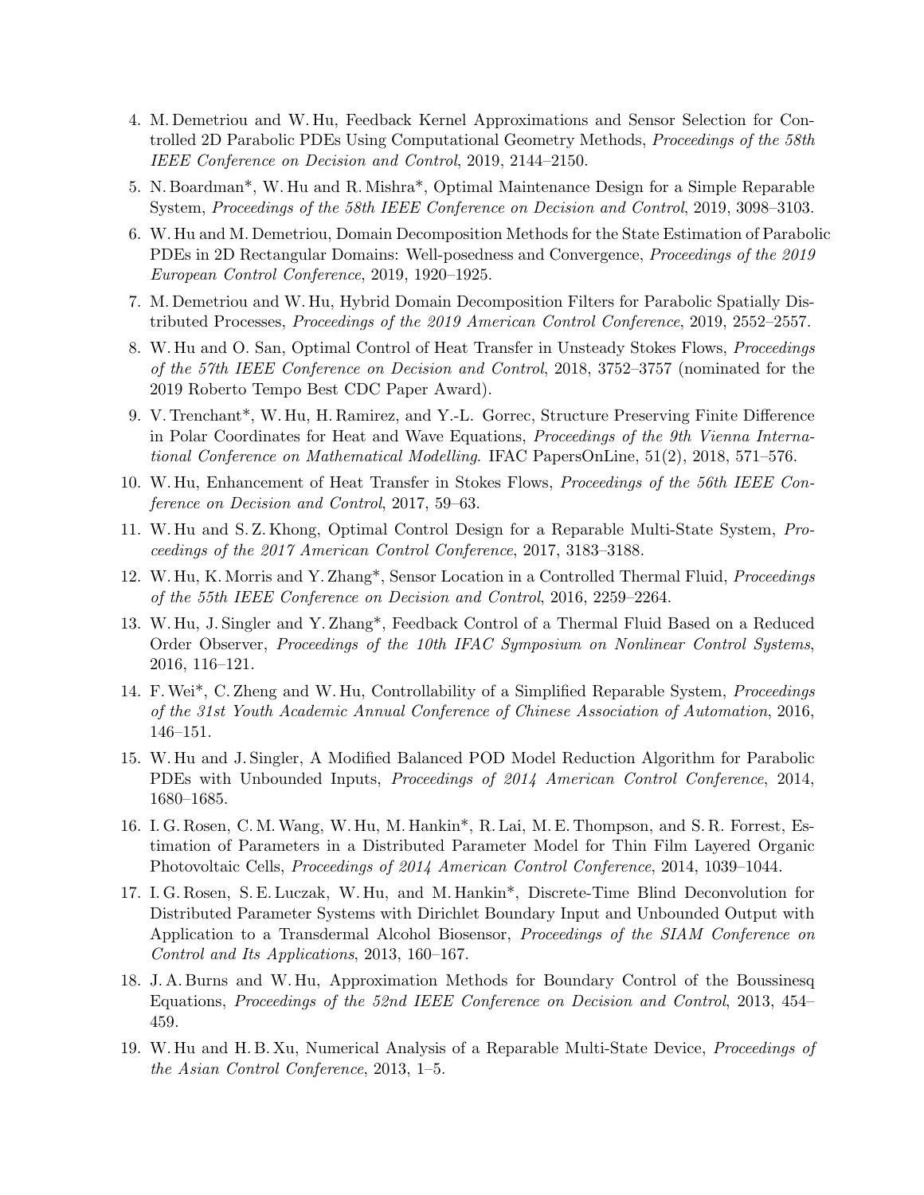4. M. Demetriou and W. Hu, Feedback Kernel Approximations and Sensor Selection for Controlled 2D Parabolic PDEs Using Computational Geometry Methods, *Proceedings of the 58th IEEE Conference on Decision and Control*, 2019, 2144–2150.
5. N. Boardman*, W. Hu and R. Mishra*, Optimal Maintenance Design for a Simple Reparable System, *Proceedings of the 58th IEEE Conference on Decision and Control*, 2019, 3098–3103.
6. W. Hu and M. Demetriou, Domain Decomposition Methods for the State Estimation of Parabolic PDEs in 2D Rectangular Domains: Well-posedness and Convergence, *Proceedings of the 2019 European Control Conference*, 2019, 1920–1925.
7. M. Demetriou and W. Hu, Hybrid Domain Decomposition Filters for Parabolic Spatially Distributed Processes, *Proceedings of the 2019 American Control Conference*, 2019, 2552–2557.
8. W. Hu and O. San, Optimal Control of Heat Transfer in Unsteady Stokes Flows, *Proceedings of the 57th IEEE Conference on Decision and Control*, 2018, 3752–3757 (nominated for the 2019 Roberto Tempo Best CDC Paper Award).
9. V. Trenchant*, W. Hu, H. Ramirez, and Y.-L. Gorrec, Structure Preserving Finite Difference in Polar Coordinates for Heat and Wave Equations, *Proceedings of the 9th Vienna International Conference on Mathematical Modelling*. IFAC PapersOnLine, 51(2), 2018, 571–576.
10. W. Hu, Enhancement of Heat Transfer in Stokes Flows, *Proceedings of the 56th IEEE Conference on Decision and Control*, 2017, 59–63.
11. W. Hu and S. Z. Khong, Optimal Control Design for a Reparable Multi-State System, *Proceedings of the 2017 American Control Conference*, 2017, 3183–3188.
12. W. Hu, K. Morris and Y. Zhang*, Sensor Location in a Controlled Thermal Fluid, *Proceedings of the 55th IEEE Conference on Decision and Control*, 2016, 2259–2264.
13. W. Hu, J. Singler and Y. Zhang*, Feedback Control of a Thermal Fluid Based on a Reduced Order Observer, *Proceedings of the 10th IFAC Symposium on Nonlinear Control Systems*, 2016, 116–121.
14. F. Wei*, C. Zheng and W. Hu, Controllability of a Simplified Reparable System, *Proceedings of the 31st Youth Academic Annual Conference of Chinese Association of Automation*, 2016, 146–151.
15. W. Hu and J. Singler, A Modified Balanced POD Model Reduction Algorithm for Parabolic PDEs with Unbounded Inputs, *Proceedings of 2014 American Control Conference*, 2014, 1680–1685.
16. I. G. Rosen, C. M. Wang, W. Hu, M. Hankin*, R. Lai, M. E. Thompson, and S. R. Forrest, Estimation of Parameters in a Distributed Parameter Model for Thin Film Layered Organic Photovoltaic Cells, *Proceedings of 2014 American Control Conference*, 2014, 1039–1044.
17. I. G. Rosen, S. E. Luczak, W. Hu, and M. Hankin*, Discrete-Time Blind Deconvolution for Distributed Parameter Systems with Dirichlet Boundary Input and Unbounded Output with Application to a Transdermal Alcohol Biosensor, *Proceedings of the SIAM Conference on Control and Its Applications*, 2013, 160–167.
18. J. A. Burns and W. Hu, Approximation Methods for Boundary Control of the Boussinesq Equations, *Proceedings of the 52nd IEEE Conference on Decision and Control*, 2013, 454–459.
19. W. Hu and H. B. Xu, Numerical Analysis of a Reparable Multi-State Device, *Proceedings of the Asian Control Conference*, 2013, 1–5.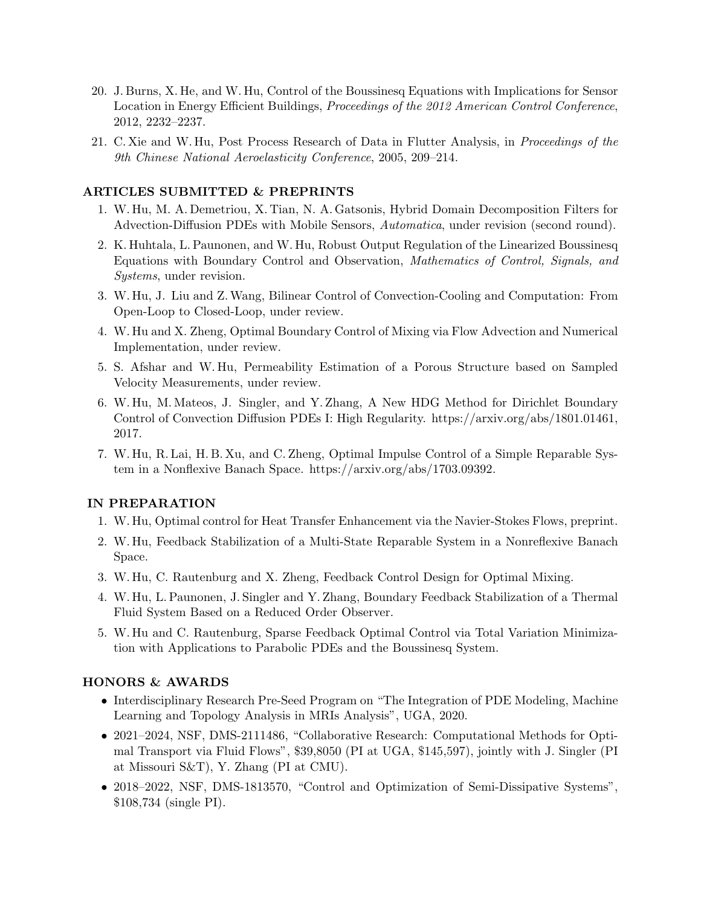20. J. Burns, X. He, and W. Hu, Control of the Boussinesq Equations with Implications for Sensor Location in Energy Efficient Buildings, *Proceedings of the 2012 American Control Conference*, 2012, 2232–2237.
21. C. Xie and W. Hu, Post Process Research of Data in Flutter Analysis, in *Proceedings of the 9th Chinese National Aeroelasticity Conference*, 2005, 209–214.

## ARTICLES SUBMITTED & PREPRINTS

1. W. Hu, M. A. Demetriou, X. Tian, N. A. Gatsonis, Hybrid Domain Decomposition Filters for Advection-Diffusion PDEs with Mobile Sensors, *Automatica*, under revision (second round).
2. K. Huhtala, L. Paunonen, and W. Hu, Robust Output Regulation of the Linearized Boussinesq Equations with Boundary Control and Observation, *Mathematics of Control, Signals, and Systems*, under revision.
3. W. Hu, J. Liu and Z. Wang, Bilinear Control of Convection-Cooling and Computation: From Open-Loop to Closed-Loop, under review.
4. W. Hu and X. Zheng, Optimal Boundary Control of Mixing via Flow Advection and Numerical Implementation, under review.
5. S. Afshar and W. Hu, Permeability Estimation of a Porous Structure based on Sampled Velocity Measurements, under review.
6. W. Hu, M. Mateos, J. Singler, and Y. Zhang, A New HDG Method for Dirichlet Boundary Control of Convection Diffusion PDEs I: High Regularity. https://arxiv.org/abs/1801.01461, 2017.
7. W. Hu, R. Lai, H. B. Xu, and C. Zheng, Optimal Impulse Control of a Simple Reparable System in a Nonflexive Banach Space. https://arxiv.org/abs/1703.09392.

## IN PREPARATION

1. W. Hu, Optimal control for Heat Transfer Enhancement via the Navier-Stokes Flows, preprint.
2. W. Hu, Feedback Stabilization of a Multi-State Reparable System in a Nonreflexive Banach Space.
3. W. Hu, C. Rautenburg and X. Zheng, Feedback Control Design for Optimal Mixing.
4. W. Hu, L. Paunonen, J. Singler and Y. Zhang, Boundary Feedback Stabilization of a Thermal Fluid System Based on a Reduced Order Observer.
5. W. Hu and C. Rautenburg, Sparse Feedback Optimal Control via Total Variation Minimization with Applications to Parabolic PDEs and the Boussinesq System.

## HONORS & AWARDS

- Interdisciplinary Research Pre-Seed Program on "The Integration of PDE Modeling, Machine Learning and Topology Analysis in MRIs Analysis", UGA, 2020.
- 2021–2024, NSF, DMS-2111486, "Collaborative Research: Computational Methods for Optimal Transport via Fluid Flows", $39,8050 (PI at UGA, $145,597), jointly with J. Singler (PI at Missouri S&T), Y. Zhang (PI at CMU).
- 2018–2022, NSF, DMS-1813570, "Control and Optimization of Semi-Dissipative Systems", $108,734 (single PI).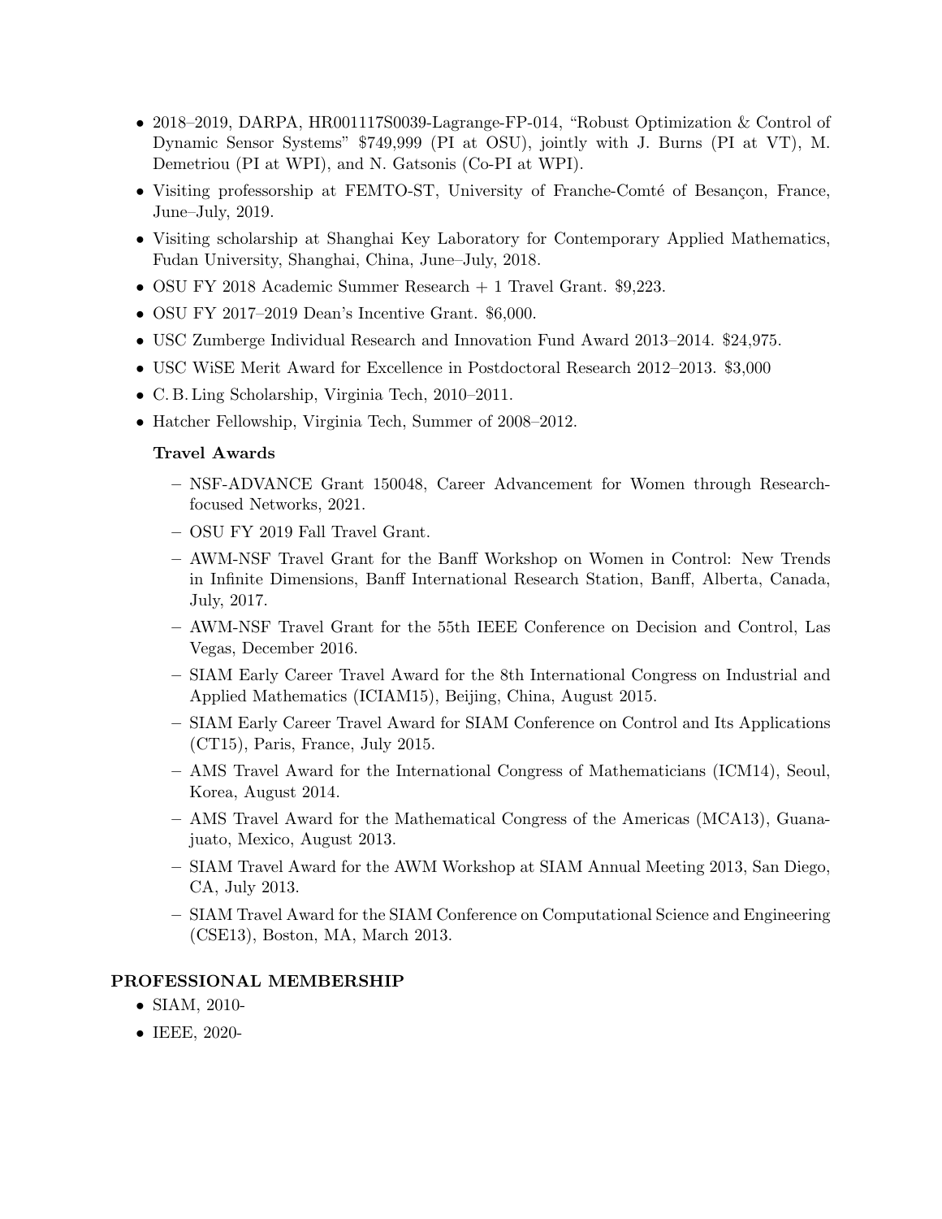- 2018–2019, DARPA, HR001117S0039-Lagrange-FP-014, "Robust Optimization & Control of Dynamic Sensor Systems" $749,999 (PI at OSU), jointly with J. Burns (PI at VT), M. Demetriou (PI at WPI), and N. Gatsonis (Co-PI at WPI).
- Visiting professorship at FEMTO-ST, University of Franche-Comté of Besançon, France, June–July, 2019.
- Visiting scholarship at Shanghai Key Laboratory for Contemporary Applied Mathematics, Fudan University, Shanghai, China, June–July, 2018.
- OSU FY 2018 Academic Summer Research + 1 Travel Grant. $9,223.
- OSU FY 2017–2019 Dean's Incentive Grant. $6,000.
- USC Zumberge Individual Research and Innovation Fund Award 2013–2014. $24,975.
- USC WiSE Merit Award for Excellence in Postdoctoral Research 2012–2013. $3,000
- C. B. Ling Scholarship, Virginia Tech, 2010–2011.
- Hatcher Fellowship, Virginia Tech, Summer of 2008–2012.

**Travel Awards**

- NSF-ADVANCE Grant 150048, Career Advancement for Women through Research-focused Networks, 2021.
- OSU FY 2019 Fall Travel Grant.
- AWM-NSF Travel Grant for the Banff Workshop on Women in Control: New Trends in Infinite Dimensions, Banff International Research Station, Banff, Alberta, Canada, July, 2017.
- AWM-NSF Travel Grant for the 55th IEEE Conference on Decision and Control, Las Vegas, December 2016.
- SIAM Early Career Travel Award for the 8th International Congress on Industrial and Applied Mathematics (ICIAM15), Beijing, China, August 2015.
- SIAM Early Career Travel Award for SIAM Conference on Control and Its Applications (CT15), Paris, France, July 2015.
- AMS Travel Award for the International Congress of Mathematicians (ICM14), Seoul, Korea, August 2014.
- AMS Travel Award for the Mathematical Congress of the Americas (MCA13), Guanajuato, Mexico, August 2013.
- SIAM Travel Award for the AWM Workshop at SIAM Annual Meeting 2013, San Diego, CA, July 2013.
- SIAM Travel Award for the SIAM Conference on Computational Science and Engineering (CSE13), Boston, MA, March 2013.

## PROFESSIONAL MEMBERSHIP

- SIAM, 2010-
- IEEE, 2020-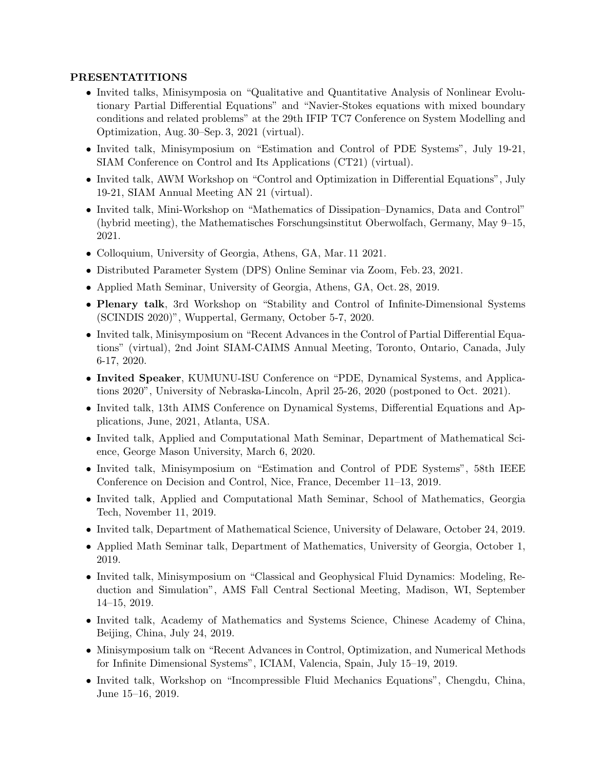**PRESENTATITIONS**

- Invited talks, Minisymposia on "Qualitative and Quantitative Analysis of Nonlinear Evolutionary Partial Differential Equations" and "Navier-Stokes equations with mixed boundary conditions and related problems" at the 29th IFIP TC7 Conference on System Modelling and Optimization, Aug. 30–Sep. 3, 2021 (virtual).
- Invited talk, Minisymposium on "Estimation and Control of PDE Systems", July 19-21, SIAM Conference on Control and Its Applications (CT21) (virtual).
- Invited talk, AWM Workshop on "Control and Optimization in Differential Equations", July 19-21, SIAM Annual Meeting AN 21 (virtual).
- Invited talk, Mini-Workshop on "Mathematics of Dissipation–Dynamics, Data and Control" (hybrid meeting), the Mathematisches Forschungsinstitut Oberwolfach, Germany, May 9–15, 2021.
- Colloquium, University of Georgia, Athens, GA, Mar. 11 2021.
- Distributed Parameter System (DPS) Online Seminar via Zoom, Feb. 23, 2021.
- Applied Math Seminar, University of Georgia, Athens, GA, Oct. 28, 2019.
- **Plenary talk**, 3rd Workshop on "Stability and Control of Infinite-Dimensional Systems (SCINDIS 2020)", Wuppertal, Germany, October 5-7, 2020.
- Invited talk, Minisymposium on "Recent Advances in the Control of Partial Differential Equations" (virtual), 2nd Joint SIAM-CAIMS Annual Meeting, Toronto, Ontario, Canada, July 6-17, 2020.
- **Invited Speaker**, KUMUNU-ISU Conference on "PDE, Dynamical Systems, and Applications 2020", University of Nebraska-Lincoln, April 25-26, 2020 (postponed to Oct. 2021).
- Invited talk, 13th AIMS Conference on Dynamical Systems, Differential Equations and Applications, June, 2021, Atlanta, USA.
- Invited talk, Applied and Computational Math Seminar, Department of Mathematical Science, George Mason University, March 6, 2020.
- Invited talk, Minisymposium on "Estimation and Control of PDE Systems", 58th IEEE Conference on Decision and Control, Nice, France, December 11–13, 2019.
- Invited talk, Applied and Computational Math Seminar, School of Mathematics, Georgia Tech, November 11, 2019.
- Invited talk, Department of Mathematical Science, University of Delaware, October 24, 2019.
- Applied Math Seminar talk, Department of Mathematics, University of Georgia, October 1, 2019.
- Invited talk, Minisymposium on "Classical and Geophysical Fluid Dynamics: Modeling, Reduction and Simulation", AMS Fall Central Sectional Meeting, Madison, WI, September 14–15, 2019.
- Invited talk, Academy of Mathematics and Systems Science, Chinese Academy of China, Beijing, China, July 24, 2019.
- Minisymposium talk on "Recent Advances in Control, Optimization, and Numerical Methods for Infinite Dimensional Systems", ICIAM, Valencia, Spain, July 15–19, 2019.
- Invited talk, Workshop on "Incompressible Fluid Mechanics Equations", Chengdu, China, June 15–16, 2019.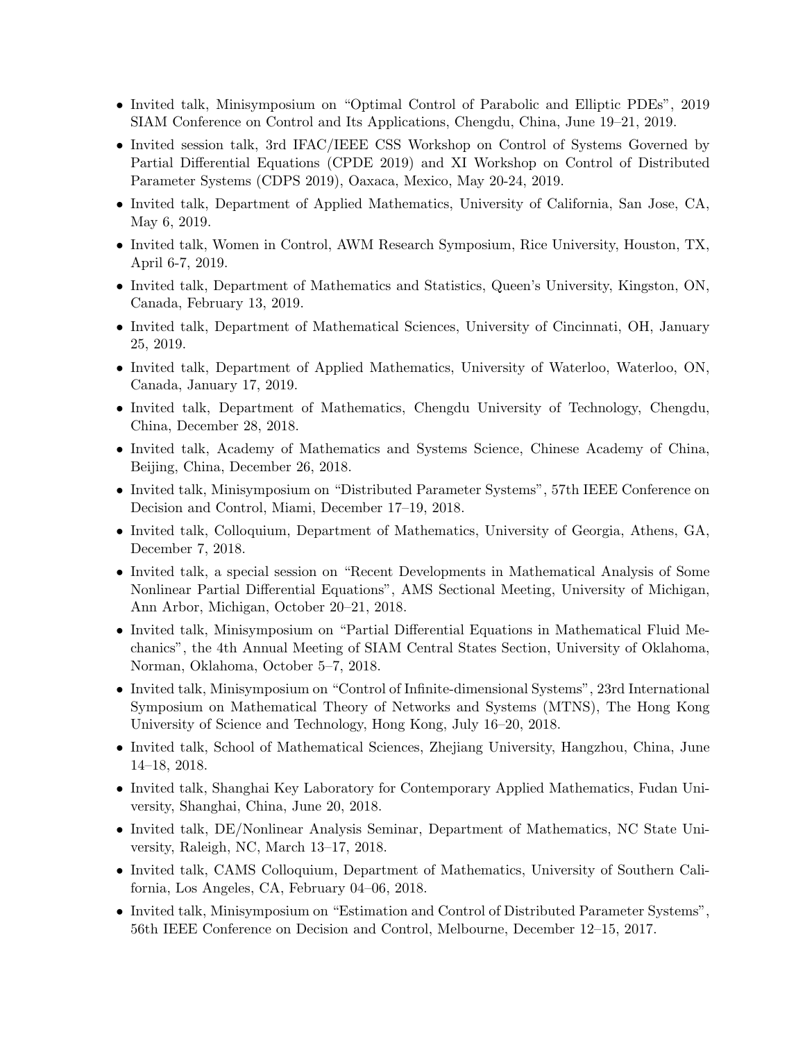- Invited talk, Minisymposium on "Optimal Control of Parabolic and Elliptic PDEs", 2019 SIAM Conference on Control and Its Applications, Chengdu, China, June 19–21, 2019.
- Invited session talk, 3rd IFAC/IEEE CSS Workshop on Control of Systems Governed by Partial Differential Equations (CPDE 2019) and XI Workshop on Control of Distributed Parameter Systems (CDPS 2019), Oaxaca, Mexico, May 20-24, 2019.
- Invited talk, Department of Applied Mathematics, University of California, San Jose, CA, May 6, 2019.
- Invited talk, Women in Control, AWM Research Symposium, Rice University, Houston, TX, April 6-7, 2019.
- Invited talk, Department of Mathematics and Statistics, Queen's University, Kingston, ON, Canada, February 13, 2019.
- Invited talk, Department of Mathematical Sciences, University of Cincinnati, OH, January 25, 2019.
- Invited talk, Department of Applied Mathematics, University of Waterloo, Waterloo, ON, Canada, January 17, 2019.
- Invited talk, Department of Mathematics, Chengdu University of Technology, Chengdu, China, December 28, 2018.
- Invited talk, Academy of Mathematics and Systems Science, Chinese Academy of China, Beijing, China, December 26, 2018.
- Invited talk, Minisymposium on "Distributed Parameter Systems", 57th IEEE Conference on Decision and Control, Miami, December 17–19, 2018.
- Invited talk, Colloquium, Department of Mathematics, University of Georgia, Athens, GA, December 7, 2018.
- Invited talk, a special session on "Recent Developments in Mathematical Analysis of Some Nonlinear Partial Differential Equations", AMS Sectional Meeting, University of Michigan, Ann Arbor, Michigan, October 20–21, 2018.
- Invited talk, Minisymposium on "Partial Differential Equations in Mathematical Fluid Mechanics", the 4th Annual Meeting of SIAM Central States Section, University of Oklahoma, Norman, Oklahoma, October 5–7, 2018.
- Invited talk, Minisymposium on "Control of Infinite-dimensional Systems", 23rd International Symposium on Mathematical Theory of Networks and Systems (MTNS), The Hong Kong University of Science and Technology, Hong Kong, July 16–20, 2018.
- Invited talk, School of Mathematical Sciences, Zhejiang University, Hangzhou, China, June 14–18, 2018.
- Invited talk, Shanghai Key Laboratory for Contemporary Applied Mathematics, Fudan University, Shanghai, China, June 20, 2018.
- Invited talk, DE/Nonlinear Analysis Seminar, Department of Mathematics, NC State University, Raleigh, NC, March 13–17, 2018.
- Invited talk, CAMS Colloquium, Department of Mathematics, University of Southern California, Los Angeles, CA, February 04–06, 2018.
- Invited talk, Minisymposium on "Estimation and Control of Distributed Parameter Systems", 56th IEEE Conference on Decision and Control, Melbourne, December 12–15, 2017.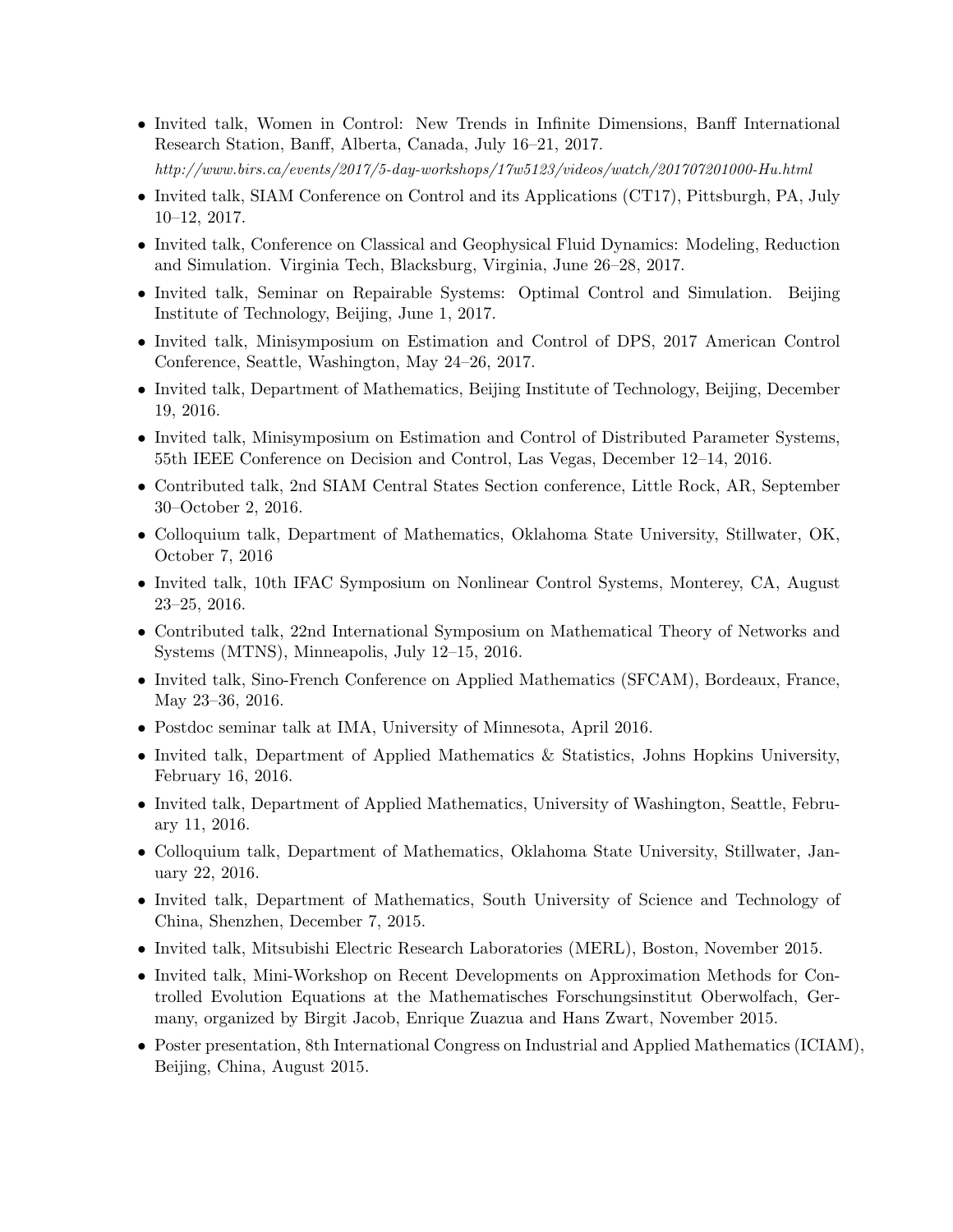- Invited talk, Women in Control: New Trends in Infinite Dimensions, Banff International Research Station, Banff, Alberta, Canada, July 16–21, 2017.
  *http://www.birs.ca/events/2017/5-day-workshops/17w5123/videos/watch/201707201000-Hu.html*
- Invited talk, SIAM Conference on Control and its Applications (CT17), Pittsburgh, PA, July 10–12, 2017.
- Invited talk, Conference on Classical and Geophysical Fluid Dynamics: Modeling, Reduction and Simulation. Virginia Tech, Blacksburg, Virginia, June 26–28, 2017.
- Invited talk, Seminar on Repairable Systems: Optimal Control and Simulation. Beijing Institute of Technology, Beijing, June 1, 2017.
- Invited talk, Minisymposium on Estimation and Control of DPS, 2017 American Control Conference, Seattle, Washington, May 24–26, 2017.
- Invited talk, Department of Mathematics, Beijing Institute of Technology, Beijing, December 19, 2016.
- Invited talk, Minisymposium on Estimation and Control of Distributed Parameter Systems, 55th IEEE Conference on Decision and Control, Las Vegas, December 12–14, 2016.
- Contributed talk, 2nd SIAM Central States Section conference, Little Rock, AR, September 30–October 2, 2016.
- Colloquium talk, Department of Mathematics, Oklahoma State University, Stillwater, OK, October 7, 2016
- Invited talk, 10th IFAC Symposium on Nonlinear Control Systems, Monterey, CA, August 23–25, 2016.
- Contributed talk, 22nd International Symposium on Mathematical Theory of Networks and Systems (MTNS), Minneapolis, July 12–15, 2016.
- Invited talk, Sino-French Conference on Applied Mathematics (SFCAM), Bordeaux, France, May 23–36, 2016.
- Postdoc seminar talk at IMA, University of Minnesota, April 2016.
- Invited talk, Department of Applied Mathematics & Statistics, Johns Hopkins University, February 16, 2016.
- Invited talk, Department of Applied Mathematics, University of Washington, Seattle, February 11, 2016.
- Colloquium talk, Department of Mathematics, Oklahoma State University, Stillwater, January 22, 2016.
- Invited talk, Department of Mathematics, South University of Science and Technology of China, Shenzhen, December 7, 2015.
- Invited talk, Mitsubishi Electric Research Laboratories (MERL), Boston, November 2015.
- Invited talk, Mini-Workshop on Recent Developments on Approximation Methods for Controlled Evolution Equations at the Mathematisches Forschungsinstitut Oberwolfach, Germany, organized by Birgit Jacob, Enrique Zuazua and Hans Zwart, November 2015.
- Poster presentation, 8th International Congress on Industrial and Applied Mathematics (ICIAM), Beijing, China, August 2015.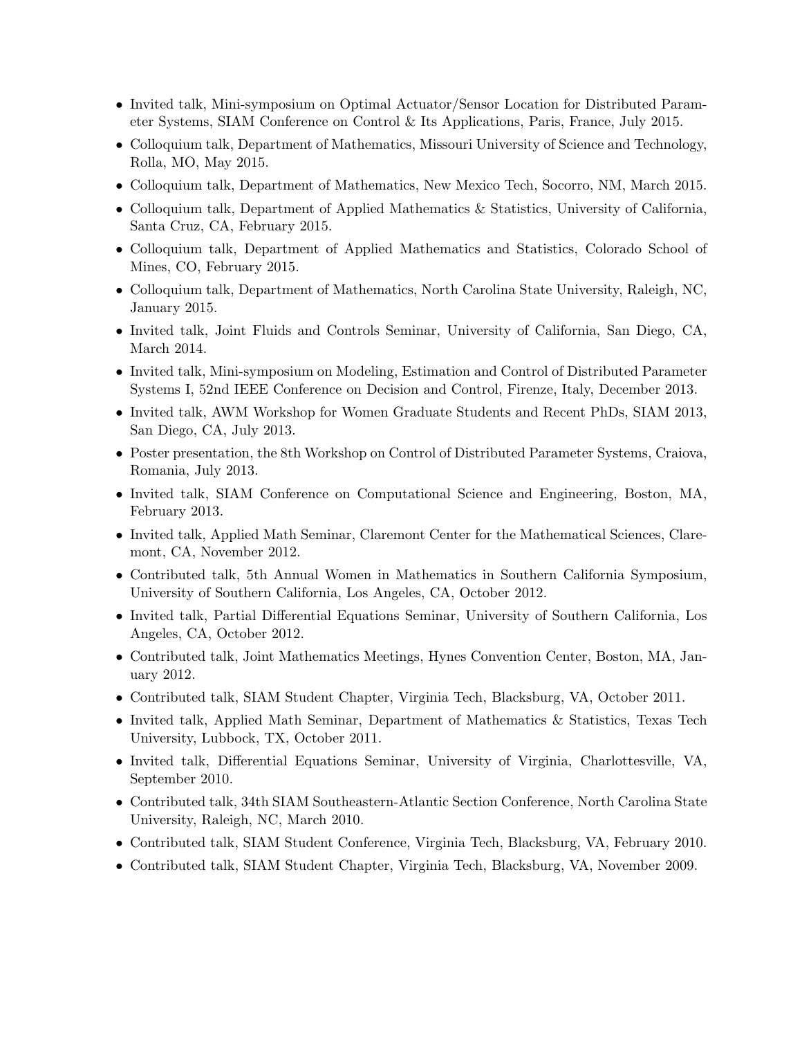- Invited talk, Mini-symposium on Optimal Actuator/Sensor Location for Distributed Parameter Systems, SIAM Conference on Control & Its Applications, Paris, France, July 2015.
- Colloquium talk, Department of Mathematics, Missouri University of Science and Technology, Rolla, MO, May 2015.
- Colloquium talk, Department of Mathematics, New Mexico Tech, Socorro, NM, March 2015.
- Colloquium talk, Department of Applied Mathematics & Statistics, University of California, Santa Cruz, CA, February 2015.
- Colloquium talk, Department of Applied Mathematics and Statistics, Colorado School of Mines, CO, February 2015.
- Colloquium talk, Department of Mathematics, North Carolina State University, Raleigh, NC, January 2015.
- Invited talk, Joint Fluids and Controls Seminar, University of California, San Diego, CA, March 2014.
- Invited talk, Mini-symposium on Modeling, Estimation and Control of Distributed Parameter Systems I, 52nd IEEE Conference on Decision and Control, Firenze, Italy, December 2013.
- Invited talk, AWM Workshop for Women Graduate Students and Recent PhDs, SIAM 2013, San Diego, CA, July 2013.
- Poster presentation, the 8th Workshop on Control of Distributed Parameter Systems, Craiova, Romania, July 2013.
- Invited talk, SIAM Conference on Computational Science and Engineering, Boston, MA, February 2013.
- Invited talk, Applied Math Seminar, Claremont Center for the Mathematical Sciences, Claremont, CA, November 2012.
- Contributed talk, 5th Annual Women in Mathematics in Southern California Symposium, University of Southern California, Los Angeles, CA, October 2012.
- Invited talk, Partial Differential Equations Seminar, University of Southern California, Los Angeles, CA, October 2012.
- Contributed talk, Joint Mathematics Meetings, Hynes Convention Center, Boston, MA, January 2012.
- Contributed talk, SIAM Student Chapter, Virginia Tech, Blacksburg, VA, October 2011.
- Invited talk, Applied Math Seminar, Department of Mathematics & Statistics, Texas Tech University, Lubbock, TX, October 2011.
- Invited talk, Differential Equations Seminar, University of Virginia, Charlottesville, VA, September 2010.
- Contributed talk, 34th SIAM Southeastern-Atlantic Section Conference, North Carolina State University, Raleigh, NC, March 2010.
- Contributed talk, SIAM Student Conference, Virginia Tech, Blacksburg, VA, February 2010.
- Contributed talk, SIAM Student Chapter, Virginia Tech, Blacksburg, VA, November 2009.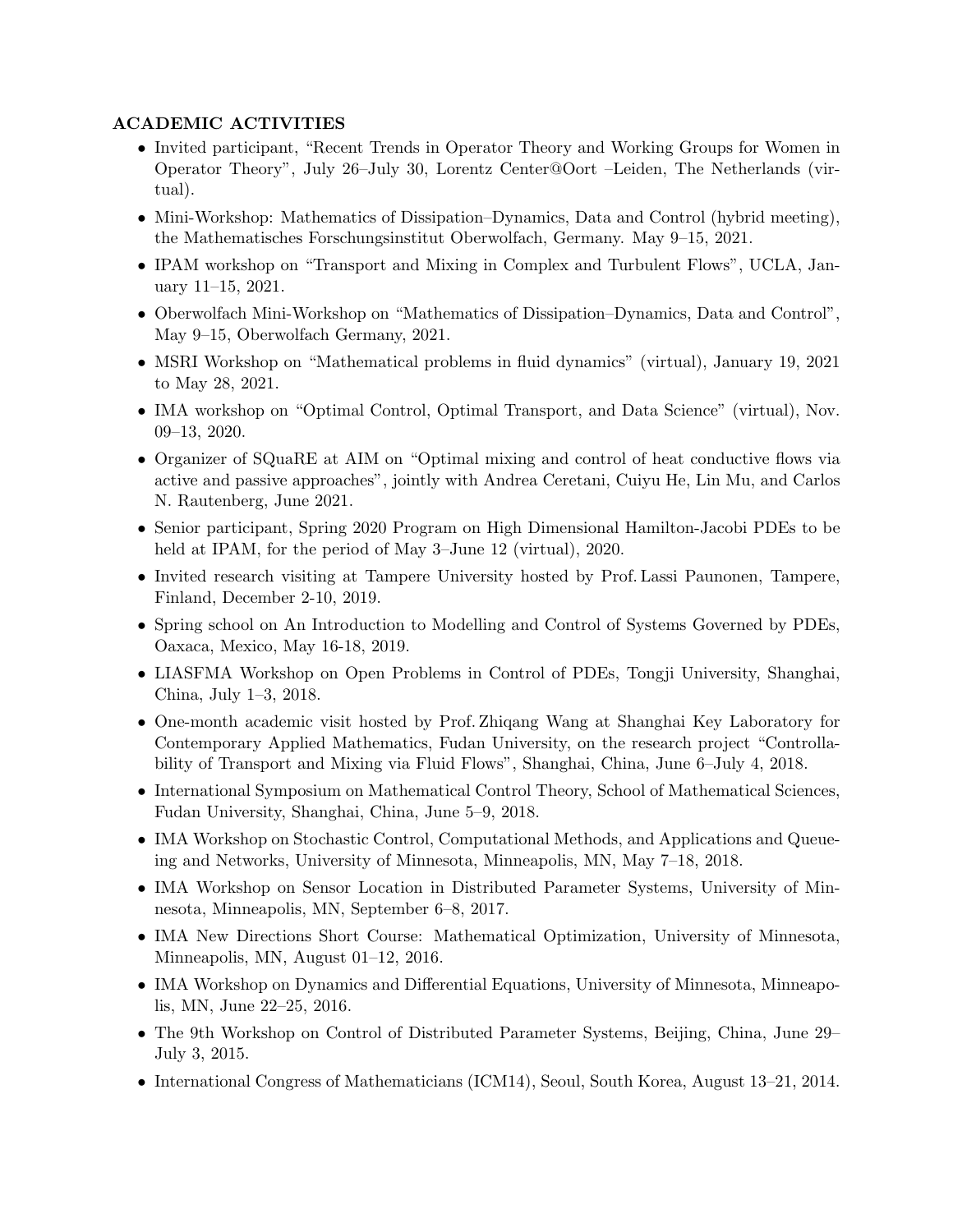## ACADEMIC ACTIVITIES

- Invited participant, "Recent Trends in Operator Theory and Working Groups for Women in Operator Theory", July 26–July 30, Lorentz Center@Oort –Leiden, The Netherlands (virtual).
- Mini-Workshop: Mathematics of Dissipation–Dynamics, Data and Control (hybrid meeting), the Mathematisches Forschungsinstitut Oberwolfach, Germany. May 9–15, 2021.
- IPAM workshop on "Transport and Mixing in Complex and Turbulent Flows", UCLA, January 11–15, 2021.
- Oberwolfach Mini-Workshop on "Mathematics of Dissipation–Dynamics, Data and Control", May 9–15, Oberwolfach Germany, 2021.
- MSRI Workshop on "Mathematical problems in fluid dynamics" (virtual), January 19, 2021 to May 28, 2021.
- IMA workshop on "Optimal Control, Optimal Transport, and Data Science" (virtual), Nov. 09–13, 2020.
- Organizer of SQuaRE at AIM on "Optimal mixing and control of heat conductive flows via active and passive approaches", jointly with Andrea Ceretani, Cuiyu He, Lin Mu, and Carlos N. Rautenberg, June 2021.
- Senior participant, Spring 2020 Program on High Dimensional Hamilton-Jacobi PDEs to be held at IPAM, for the period of May 3–June 12 (virtual), 2020.
- Invited research visiting at Tampere University hosted by Prof. Lassi Paunonen, Tampere, Finland, December 2-10, 2019.
- Spring school on An Introduction to Modelling and Control of Systems Governed by PDEs, Oaxaca, Mexico, May 16-18, 2019.
- LIASFMA Workshop on Open Problems in Control of PDEs, Tongji University, Shanghai, China, July 1–3, 2018.
- One-month academic visit hosted by Prof. Zhiqang Wang at Shanghai Key Laboratory for Contemporary Applied Mathematics, Fudan University, on the research project "Controllability of Transport and Mixing via Fluid Flows", Shanghai, China, June 6–July 4, 2018.
- International Symposium on Mathematical Control Theory, School of Mathematical Sciences, Fudan University, Shanghai, China, June 5–9, 2018.
- IMA Workshop on Stochastic Control, Computational Methods, and Applications and Queueing and Networks, University of Minnesota, Minneapolis, MN, May 7–18, 2018.
- IMA Workshop on Sensor Location in Distributed Parameter Systems, University of Minnesota, Minneapolis, MN, September 6–8, 2017.
- IMA New Directions Short Course: Mathematical Optimization, University of Minnesota, Minneapolis, MN, August 01–12, 2016.
- IMA Workshop on Dynamics and Differential Equations, University of Minnesota, Minneapolis, MN, June 22–25, 2016.
- The 9th Workshop on Control of Distributed Parameter Systems, Beijing, China, June 29–July 3, 2015.
- International Congress of Mathematicians (ICM14), Seoul, South Korea, August 13–21, 2014.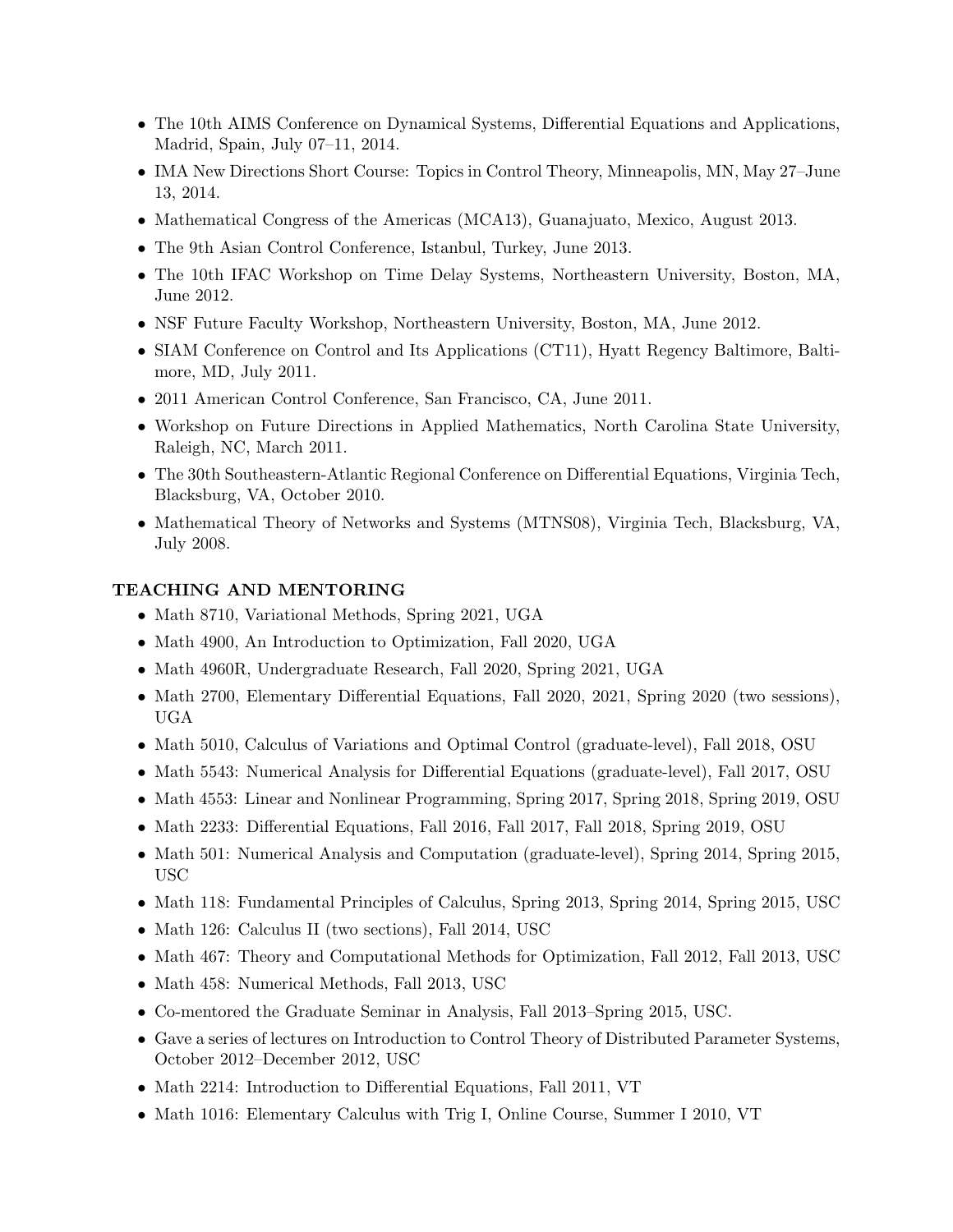- The 10th AIMS Conference on Dynamical Systems, Differential Equations and Applications, Madrid, Spain, July 07–11, 2014.
- IMA New Directions Short Course: Topics in Control Theory, Minneapolis, MN, May 27–June 13, 2014.
- Mathematical Congress of the Americas (MCA13), Guanajuato, Mexico, August 2013.
- The 9th Asian Control Conference, Istanbul, Turkey, June 2013.
- The 10th IFAC Workshop on Time Delay Systems, Northeastern University, Boston, MA, June 2012.
- NSF Future Faculty Workshop, Northeastern University, Boston, MA, June 2012.
- SIAM Conference on Control and Its Applications (CT11), Hyatt Regency Baltimore, Baltimore, MD, July 2011.
- 2011 American Control Conference, San Francisco, CA, June 2011.
- Workshop on Future Directions in Applied Mathematics, North Carolina State University, Raleigh, NC, March 2011.
- The 30th Southeastern-Atlantic Regional Conference on Differential Equations, Virginia Tech, Blacksburg, VA, October 2010.
- Mathematical Theory of Networks and Systems (MTNS08), Virginia Tech, Blacksburg, VA, July 2008.

## TEACHING AND MENTORING

- Math 8710, Variational Methods, Spring 2021, UGA
- Math 4900, An Introduction to Optimization, Fall 2020, UGA
- Math 4960R, Undergraduate Research, Fall 2020, Spring 2021, UGA
- Math 2700, Elementary Differential Equations, Fall 2020, 2021, Spring 2020 (two sessions), UGA
- Math 5010, Calculus of Variations and Optimal Control (graduate-level), Fall 2018, OSU
- Math 5543: Numerical Analysis for Differential Equations (graduate-level), Fall 2017, OSU
- Math 4553: Linear and Nonlinear Programming, Spring 2017, Spring 2018, Spring 2019, OSU
- Math 2233: Differential Equations, Fall 2016, Fall 2017, Fall 2018, Spring 2019, OSU
- Math 501: Numerical Analysis and Computation (graduate-level), Spring 2014, Spring 2015, USC
- Math 118: Fundamental Principles of Calculus, Spring 2013, Spring 2014, Spring 2015, USC
- Math 126: Calculus II (two sections), Fall 2014, USC
- Math 467: Theory and Computational Methods for Optimization, Fall 2012, Fall 2013, USC
- Math 458: Numerical Methods, Fall 2013, USC
- Co-mentored the Graduate Seminar in Analysis, Fall 2013–Spring 2015, USC.
- Gave a series of lectures on Introduction to Control Theory of Distributed Parameter Systems, October 2012–December 2012, USC
- Math 2214: Introduction to Differential Equations, Fall 2011, VT
- Math 1016: Elementary Calculus with Trig I, Online Course, Summer I 2010, VT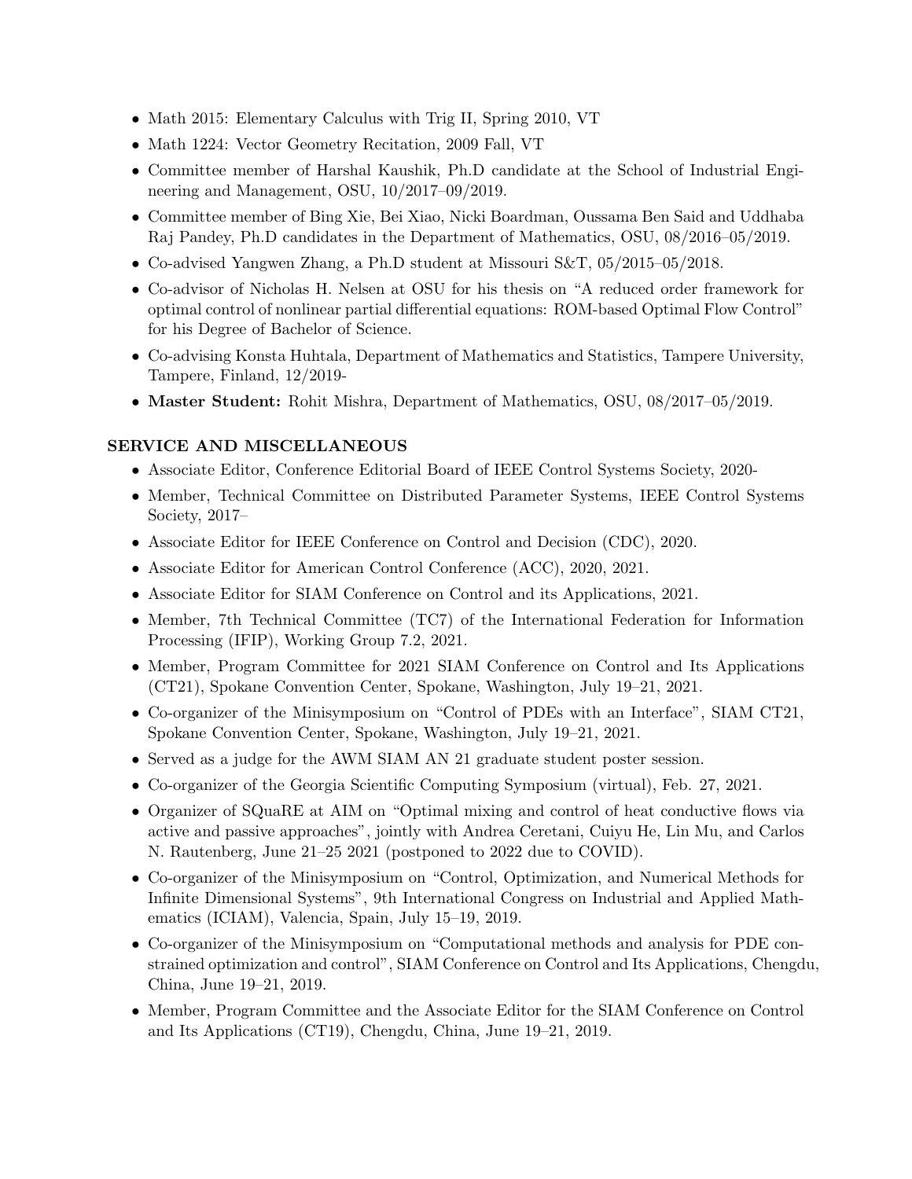- Math 2015: Elementary Calculus with Trig II, Spring 2010, VT
- Math 1224: Vector Geometry Recitation, 2009 Fall, VT
- Committee member of Harshal Kaushik, Ph.D candidate at the School of Industrial Engineering and Management, OSU, 10/2017–09/2019.
- Committee member of Bing Xie, Bei Xiao, Nicki Boardman, Oussama Ben Said and Uddhaba Raj Pandey, Ph.D candidates in the Department of Mathematics, OSU, 08/2016–05/2019.
- Co-advised Yangwen Zhang, a Ph.D student at Missouri S&T, 05/2015–05/2018.
- Co-advisor of Nicholas H. Nelsen at OSU for his thesis on "A reduced order framework for optimal control of nonlinear partial differential equations: ROM-based Optimal Flow Control" for his Degree of Bachelor of Science.
- Co-advising Konsta Huhtala, Department of Mathematics and Statistics, Tampere University, Tampere, Finland, 12/2019-
- **Master Student:** Rohit Mishra, Department of Mathematics, OSU, 08/2017–05/2019.

## SERVICE AND MISCELLANEOUS

- Associate Editor, Conference Editorial Board of IEEE Control Systems Society, 2020-
- Member, Technical Committee on Distributed Parameter Systems, IEEE Control Systems Society, 2017–
- Associate Editor for IEEE Conference on Control and Decision (CDC), 2020.
- Associate Editor for American Control Conference (ACC), 2020, 2021.
- Associate Editor for SIAM Conference on Control and its Applications, 2021.
- Member, 7th Technical Committee (TC7) of the International Federation for Information Processing (IFIP), Working Group 7.2, 2021.
- Member, Program Committee for 2021 SIAM Conference on Control and Its Applications (CT21), Spokane Convention Center, Spokane, Washington, July 19–21, 2021.
- Co-organizer of the Minisymposium on "Control of PDEs with an Interface", SIAM CT21, Spokane Convention Center, Spokane, Washington, July 19–21, 2021.
- Served as a judge for the AWM SIAM AN 21 graduate student poster session.
- Co-organizer of the Georgia Scientific Computing Symposium (virtual), Feb. 27, 2021.
- Organizer of SQuaRE at AIM on "Optimal mixing and control of heat conductive flows via active and passive approaches", jointly with Andrea Ceretani, Cuiyu He, Lin Mu, and Carlos N. Rautenberg, June 21–25 2021 (postponed to 2022 due to COVID).
- Co-organizer of the Minisymposium on "Control, Optimization, and Numerical Methods for Infinite Dimensional Systems", 9th International Congress on Industrial and Applied Mathematics (ICIAM), Valencia, Spain, July 15–19, 2019.
- Co-organizer of the Minisymposium on "Computational methods and analysis for PDE constrained optimization and control", SIAM Conference on Control and Its Applications, Chengdu, China, June 19–21, 2019.
- Member, Program Committee and the Associate Editor for the SIAM Conference on Control and Its Applications (CT19), Chengdu, China, June 19–21, 2019.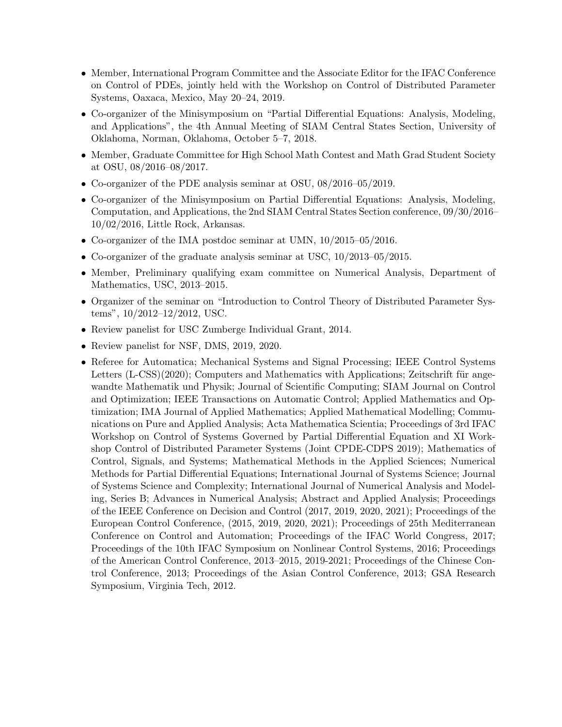- Member, International Program Committee and the Associate Editor for the IFAC Conference on Control of PDEs, jointly held with the Workshop on Control of Distributed Parameter Systems, Oaxaca, Mexico, May 20–24, 2019.
- Co-organizer of the Minisymposium on "Partial Differential Equations: Analysis, Modeling, and Applications", the 4th Annual Meeting of SIAM Central States Section, University of Oklahoma, Norman, Oklahoma, October 5–7, 2018.
- Member, Graduate Committee for High School Math Contest and Math Grad Student Society at OSU, 08/2016–08/2017.
- Co-organizer of the PDE analysis seminar at OSU, 08/2016–05/2019.
- Co-organizer of the Minisymposium on Partial Differential Equations: Analysis, Modeling, Computation, and Applications, the 2nd SIAM Central States Section conference, 09/30/2016–10/02/2016, Little Rock, Arkansas.
- Co-organizer of the IMA postdoc seminar at UMN, 10/2015–05/2016.
- Co-organizer of the graduate analysis seminar at USC, 10/2013–05/2015.
- Member, Preliminary qualifying exam committee on Numerical Analysis, Department of Mathematics, USC, 2013–2015.
- Organizer of the seminar on "Introduction to Control Theory of Distributed Parameter Systems", 10/2012–12/2012, USC.
- Review panelist for USC Zumberge Individual Grant, 2014.
- Review panelist for NSF, DMS, 2019, 2020.
- Referee for Automatica; Mechanical Systems and Signal Processing; IEEE Control Systems Letters (L-CSS)(2020); Computers and Mathematics with Applications; Zeitschrift für angewandte Mathematik und Physik; Journal of Scientific Computing; SIAM Journal on Control and Optimization; IEEE Transactions on Automatic Control; Applied Mathematics and Optimization; IMA Journal of Applied Mathematics; Applied Mathematical Modelling; Communications on Pure and Applied Analysis; Acta Mathematica Scientia; Proceedings of 3rd IFAC Workshop on Control of Systems Governed by Partial Differential Equation and XI Workshop Control of Distributed Parameter Systems (Joint CPDE-CDPS 2019); Mathematics of Control, Signals, and Systems; Mathematical Methods in the Applied Sciences; Numerical Methods for Partial Differential Equations; International Journal of Systems Science; Journal of Systems Science and Complexity; International Journal of Numerical Analysis and Modeling, Series B; Advances in Numerical Analysis; Abstract and Applied Analysis; Proceedings of the IEEE Conference on Decision and Control (2017, 2019, 2020, 2021); Proceedings of the European Control Conference, (2015, 2019, 2020, 2021); Proceedings of 25th Mediterranean Conference on Control and Automation; Proceedings of the IFAC World Congress, 2017; Proceedings of the 10th IFAC Symposium on Nonlinear Control Systems, 2016; Proceedings of the American Control Conference, 2013–2015, 2019-2021; Proceedings of the Chinese Control Conference, 2013; Proceedings of the Asian Control Conference, 2013; GSA Research Symposium, Virginia Tech, 2012.